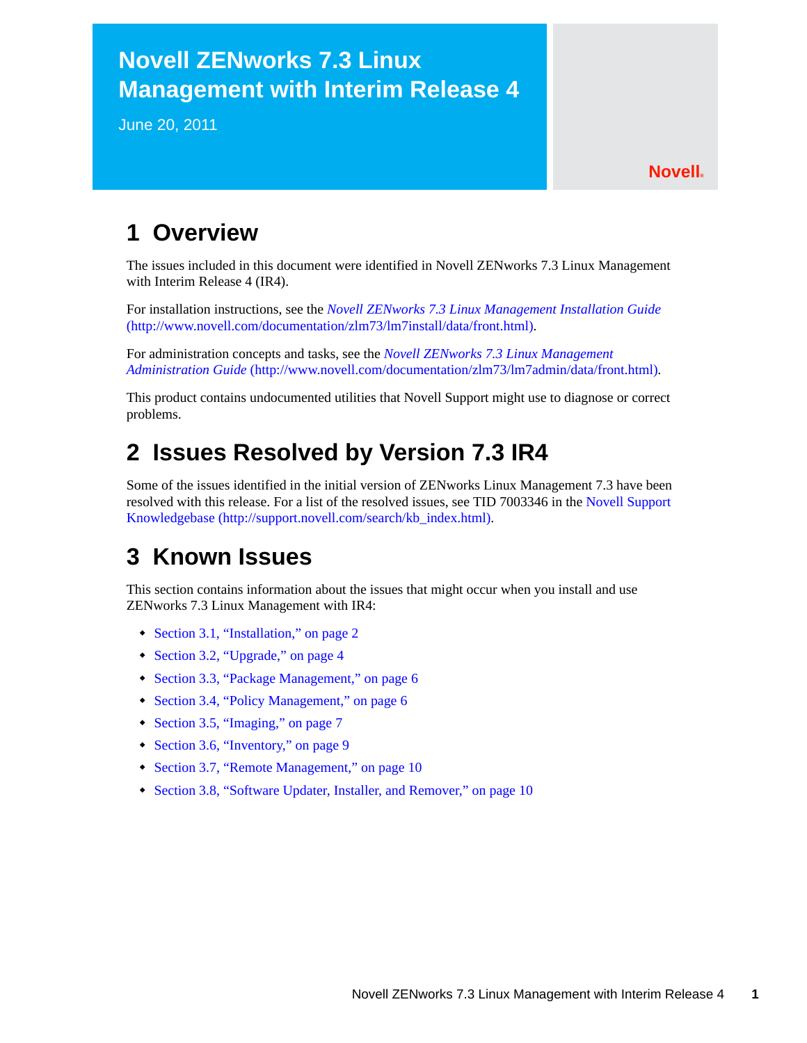# Novell ZENworks 7.3 Linux Management with Interim Release 4

June 20, 2011

Novell.

## 1 Overview

The issues included in this document were identified in Novell ZENworks 7.3 Linux Management with Interim Release 4 (IR4).

For installation instructions, see the *Novell ZENworks 7.3 Linux Management Installation Guide* (http://www.novell.com/documentation/zlm73/lm7install/data/front.html).

For administration concepts and tasks, see the *Novell ZENworks 7.3 Linux Management Administration Guide* (http://www.novell.com/documentation/zlm73/lm7admin/data/front.html).

This product contains undocumented utilities that Novell Support might use to diagnose or correct problems.

## 2 Issues Resolved by Version 7.3 IR4

Some of the issues identified in the initial version of ZENworks Linux Management 7.3 have been resolved with this release. For a list of the resolved issues, see TID 7003346 in the Novell Support Knowledgebase (http://support.novell.com/search/kb_index.html).

## 3 Known Issues

This section contains information about the issues that might occur when you install and use ZENworks 7.3 Linux Management with IR4:

- Section 3.1, "Installation," on page 2
- Section 3.2, "Upgrade," on page 4
- Section 3.3, "Package Management," on page 6
- Section 3.4, "Policy Management," on page 6
- Section 3.5, "Imaging," on page 7
- Section 3.6, "Inventory," on page 9
- Section 3.7, "Remote Management," on page 10
- Section 3.8, "Software Updater, Installer, and Remover," on page 10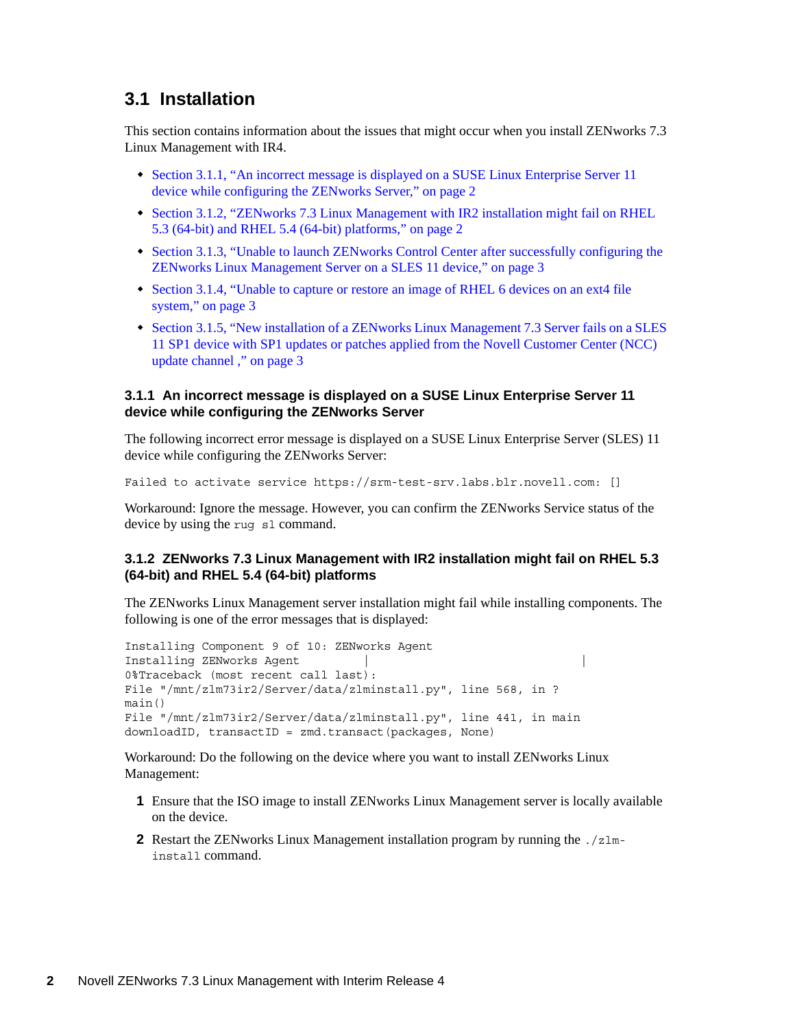## 3.1 Installation

This section contains information about the issues that might occur when you install ZENworks 7.3 Linux Management with IR4.

- Section 3.1.1, "An incorrect message is displayed on a SUSE Linux Enterprise Server 11 device while configuring the ZENworks Server," on page 2
- Section 3.1.2, "ZENworks 7.3 Linux Management with IR2 installation might fail on RHEL 5.3 (64-bit) and RHEL 5.4 (64-bit) platforms," on page 2
- Section 3.1.3, "Unable to launch ZENworks Control Center after successfully configuring the ZENworks Linux Management Server on a SLES 11 device," on page 3
- Section 3.1.4, "Unable to capture or restore an image of RHEL 6 devices on an ext4 file system," on page 3
- Section 3.1.5, "New installation of a ZENworks Linux Management 7.3 Server fails on a SLES 11 SP1 device with SP1 updates or patches applied from the Novell Customer Center (NCC) update channel ," on page 3

### 3.1.1 An incorrect message is displayed on a SUSE Linux Enterprise Server 11 device while configuring the ZENworks Server

The following incorrect error message is displayed on a SUSE Linux Enterprise Server (SLES) 11 device while configuring the ZENworks Server:

```
Failed to activate service https://srm-test-srv.labs.blr.novell.com: []
```

Workaround: Ignore the message. However, you can confirm the ZENworks Service status of the device by using the `rug sl` command.

### 3.1.2 ZENworks 7.3 Linux Management with IR2 installation might fail on RHEL 5.3 (64-bit) and RHEL 5.4 (64-bit) platforms

The ZENworks Linux Management server installation might fail while installing components. The following is one of the error messages that is displayed:

```
Installing Component 9 of 10: ZENworks Agent
Installing ZENworks Agent          |                              |
0%Traceback (most recent call last):
File "/mnt/zlm73ir2/Server/data/zlminstall.py", line 568, in ?
main()
File "/mnt/zlm73ir2/Server/data/zlminstall.py", line 441, in main
downloadID, transactID = zmd.transact(packages, None)
```

Workaround: Do the following on the device where you want to install ZENworks Linux Management:

1. Ensure that the ISO image to install ZENworks Linux Management server is locally available on the device.
2. Restart the ZENworks Linux Management installation program by running the `./zlm-install` command.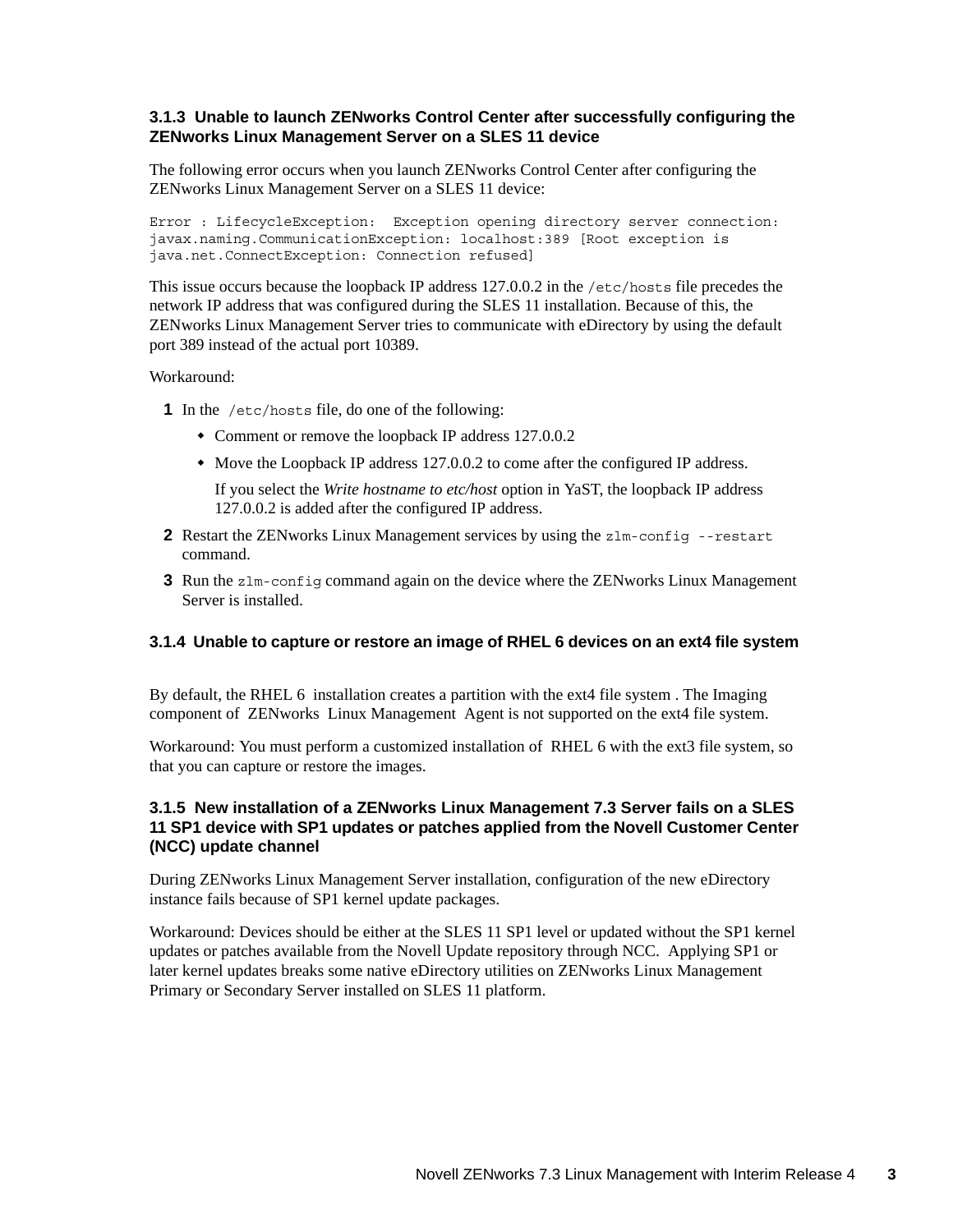### 3.1.3 Unable to launch ZENworks Control Center after successfully configuring the ZENworks Linux Management Server on a SLES 11 device

The following error occurs when you launch ZENworks Control Center after configuring the ZENworks Linux Management Server on a SLES 11 device:

```
Error : LifecycleException:  Exception opening directory server connection:
javax.naming.CommunicationException: localhost:389 [Root exception is
java.net.ConnectException: Connection refused]
```

This issue occurs because the loopback IP address 127.0.0.2 in the `/etc/hosts` file precedes the network IP address that was configured during the SLES 11 installation. Because of this, the ZENworks Linux Management Server tries to communicate with eDirectory by using the default port 389 instead of the actual port 10389.

Workaround:

1. In the `/etc/hosts` file, do one of the following:
   - Comment or remove the loopback IP address 127.0.0.2
   - Move the Loopback IP address 127.0.0.2 to come after the configured IP address.

     If you select the *Write hostname to etc/host* option in YaST, the loopback IP address 127.0.0.2 is added after the configured IP address.
2. Restart the ZENworks Linux Management services by using the `zlm-config --restart` command.
3. Run the `zlm-config` command again on the device where the ZENworks Linux Management Server is installed.

### 3.1.4 Unable to capture or restore an image of RHEL 6 devices on an ext4 file system

By default, the RHEL 6 installation creates a partition with the ext4 file system . The Imaging component of ZENworks Linux Management Agent is not supported on the ext4 file system.

Workaround: You must perform a customized installation of RHEL 6 with the ext3 file system, so that you can capture or restore the images.

### 3.1.5 New installation of a ZENworks Linux Management 7.3 Server fails on a SLES 11 SP1 device with SP1 updates or patches applied from the Novell Customer Center (NCC) update channel

During ZENworks Linux Management Server installation, configuration of the new eDirectory instance fails because of SP1 kernel update packages.

Workaround: Devices should be either at the SLES 11 SP1 level or updated without the SP1 kernel updates or patches available from the Novell Update repository through NCC. Applying SP1 or later kernel updates breaks some native eDirectory utilities on ZENworks Linux Management Primary or Secondary Server installed on SLES 11 platform.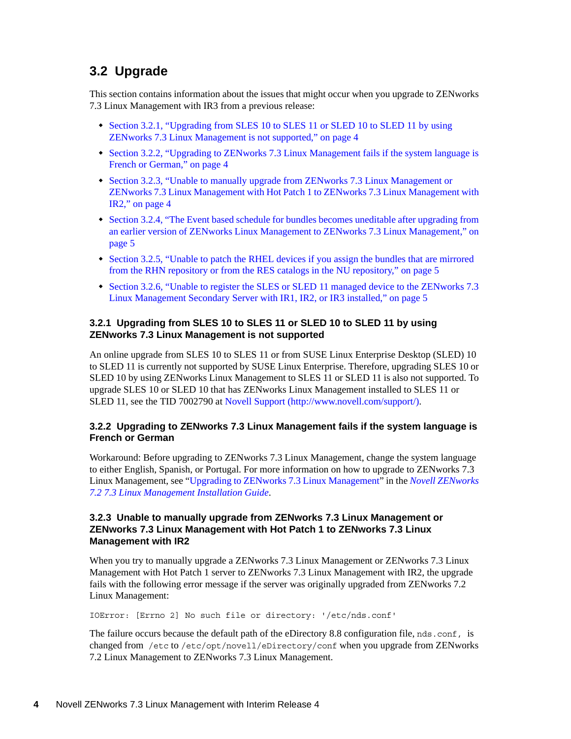## 3.2 Upgrade

This section contains information about the issues that might occur when you upgrade to ZENworks 7.3 Linux Management with IR3 from a previous release:

- Section 3.2.1, "Upgrading from SLES 10 to SLES 11 or SLED 10 to SLED 11 by using ZENworks 7.3 Linux Management is not supported," on page 4
- Section 3.2.2, "Upgrading to ZENworks 7.3 Linux Management fails if the system language is French or German," on page 4
- Section 3.2.3, "Unable to manually upgrade from ZENworks 7.3 Linux Management or ZENworks 7.3 Linux Management with Hot Patch 1 to ZENworks 7.3 Linux Management with IR2," on page 4
- Section 3.2.4, "The Event based schedule for bundles becomes uneditable after upgrading from an earlier version of ZENworks Linux Management to ZENworks 7.3 Linux Management," on page 5
- Section 3.2.5, "Unable to patch the RHEL devices if you assign the bundles that are mirrored from the RHN repository or from the RES catalogs in the NU repository," on page 5
- Section 3.2.6, "Unable to register the SLES or SLED 11 managed device to the ZENworks 7.3 Linux Management Secondary Server with IR1, IR2, or IR3 installed," on page 5

### 3.2.1 Upgrading from SLES 10 to SLES 11 or SLED 10 to SLED 11 by using ZENworks 7.3 Linux Management is not supported

An online upgrade from SLES 10 to SLES 11 or from SUSE Linux Enterprise Desktop (SLED) 10 to SLED 11 is currently not supported by SUSE Linux Enterprise. Therefore, upgrading SLES 10 or SLED 10 by using ZENworks Linux Management to SLES 11 or SLED 11 is also not supported. To upgrade SLES 10 or SLED 10 that has ZENworks Linux Management installed to SLES 11 or SLED 11, see the TID 7002790 at Novell Support (http://www.novell.com/support/).

### 3.2.2 Upgrading to ZENworks 7.3 Linux Management fails if the system language is French or German

Workaround: Before upgrading to ZENworks 7.3 Linux Management, change the system language to either English, Spanish, or Portugal. For more information on how to upgrade to ZENworks 7.3 Linux Management, see "Upgrading to ZENworks 7.3 Linux Management" in the *Novell ZENworks 7.2 7.3 Linux Management Installation Guide*.

### 3.2.3 Unable to manually upgrade from ZENworks 7.3 Linux Management or ZENworks 7.3 Linux Management with Hot Patch 1 to ZENworks 7.3 Linux Management with IR2

When you try to manually upgrade a ZENworks 7.3 Linux Management or ZENworks 7.3 Linux Management with Hot Patch 1 server to ZENworks 7.3 Linux Management with IR2, the upgrade fails with the following error message if the server was originally upgraded from ZENworks 7.2 Linux Management:

```
IOError: [Errno 2] No such file or directory: '/etc/nds.conf'
```

The failure occurs because the default path of the eDirectory 8.8 configuration file, `nds.conf`, is changed from `/etc` to `/etc/opt/novell/eDirectory/conf` when you upgrade from ZENworks 7.2 Linux Management to ZENworks 7.3 Linux Management.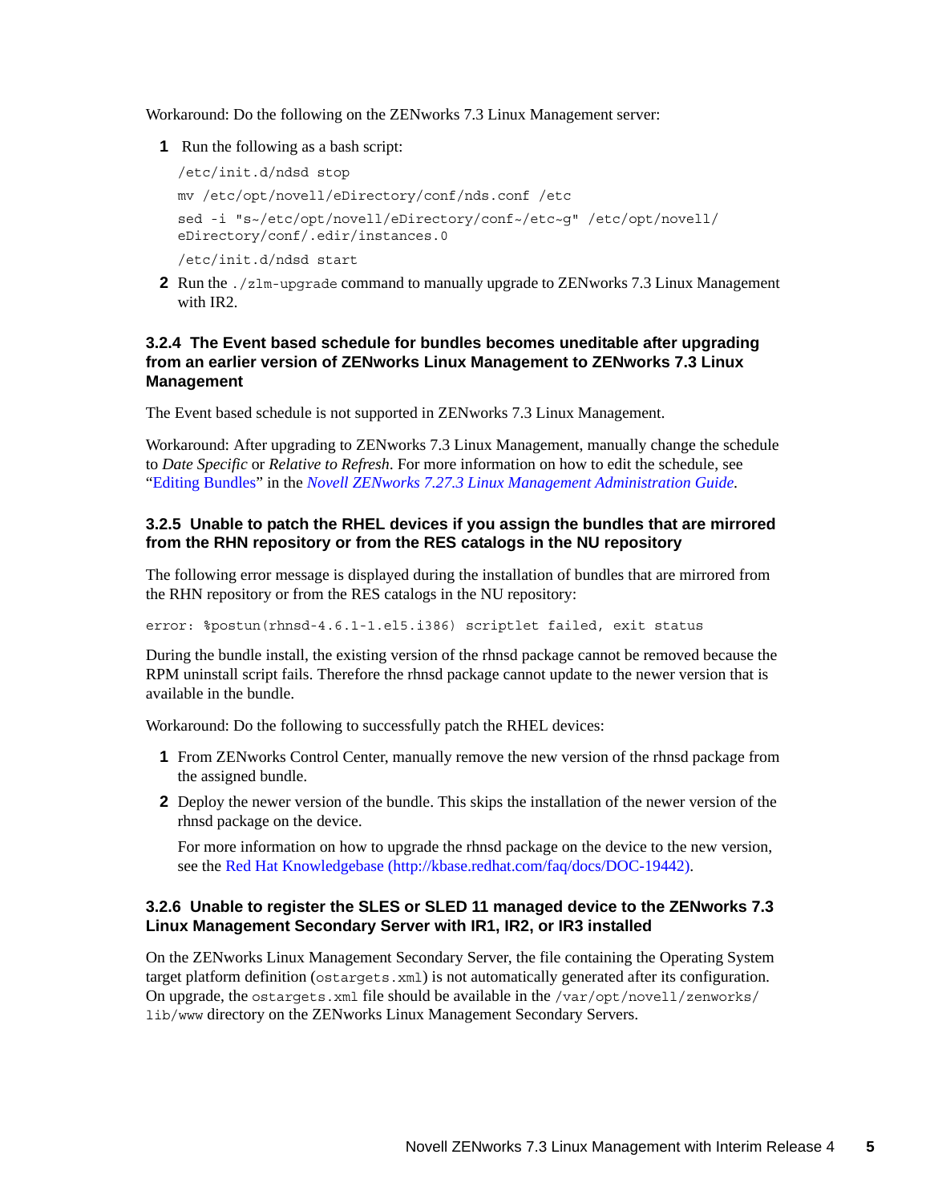Workaround: Do the following on the ZENworks 7.3 Linux Management server:

1. Run the following as a bash script:

```
/etc/init.d/ndsd stop
mv /etc/opt/novell/eDirectory/conf/nds.conf /etc
sed -i "s~/etc/opt/novell/eDirectory/conf~/etc~g" /etc/opt/novell/eDirectory/conf/.edir/instances.0
/etc/init.d/ndsd start
```

2. Run the `./zlm-upgrade` command to manually upgrade to ZENworks 7.3 Linux Management with IR2.

### 3.2.4 The Event based schedule for bundles becomes uneditable after upgrading from an earlier version of ZENworks Linux Management to ZENworks 7.3 Linux Management

The Event based schedule is not supported in ZENworks 7.3 Linux Management.

Workaround: After upgrading to ZENworks 7.3 Linux Management, manually change the schedule to *Date Specific* or *Relative to Refresh*. For more information on how to edit the schedule, see "Editing Bundles" in the *Novell ZENworks 7.27.3 Linux Management Administration Guide*.

### 3.2.5 Unable to patch the RHEL devices if you assign the bundles that are mirrored from the RHN repository or from the RES catalogs in the NU repository

The following error message is displayed during the installation of bundles that are mirrored from the RHN repository or from the RES catalogs in the NU repository:

```
error: %postun(rhnsd-4.6.1-1.el5.i386) scriptlet failed, exit status
```

During the bundle install, the existing version of the rhnsd package cannot be removed because the RPM uninstall script fails. Therefore the rhnsd package cannot update to the newer version that is available in the bundle.

Workaround: Do the following to successfully patch the RHEL devices:

1. From ZENworks Control Center, manually remove the new version of the rhnsd package from the assigned bundle.
2. Deploy the newer version of the bundle. This skips the installation of the newer version of the rhnsd package on the device.

   For more information on how to upgrade the rhnsd package on the device to the new version, see the Red Hat Knowledgebase (http://kbase.redhat.com/faq/docs/DOC-19442).

### 3.2.6 Unable to register the SLES or SLED 11 managed device to the ZENworks 7.3 Linux Management Secondary Server with IR1, IR2, or IR3 installed

On the ZENworks Linux Management Secondary Server, the file containing the Operating System target platform definition (`ostargets.xml`) is not automatically generated after its configuration. On upgrade, the `ostargets.xml` file should be available in the `/var/opt/novell/zenworks/lib/www` directory on the ZENworks Linux Management Secondary Servers.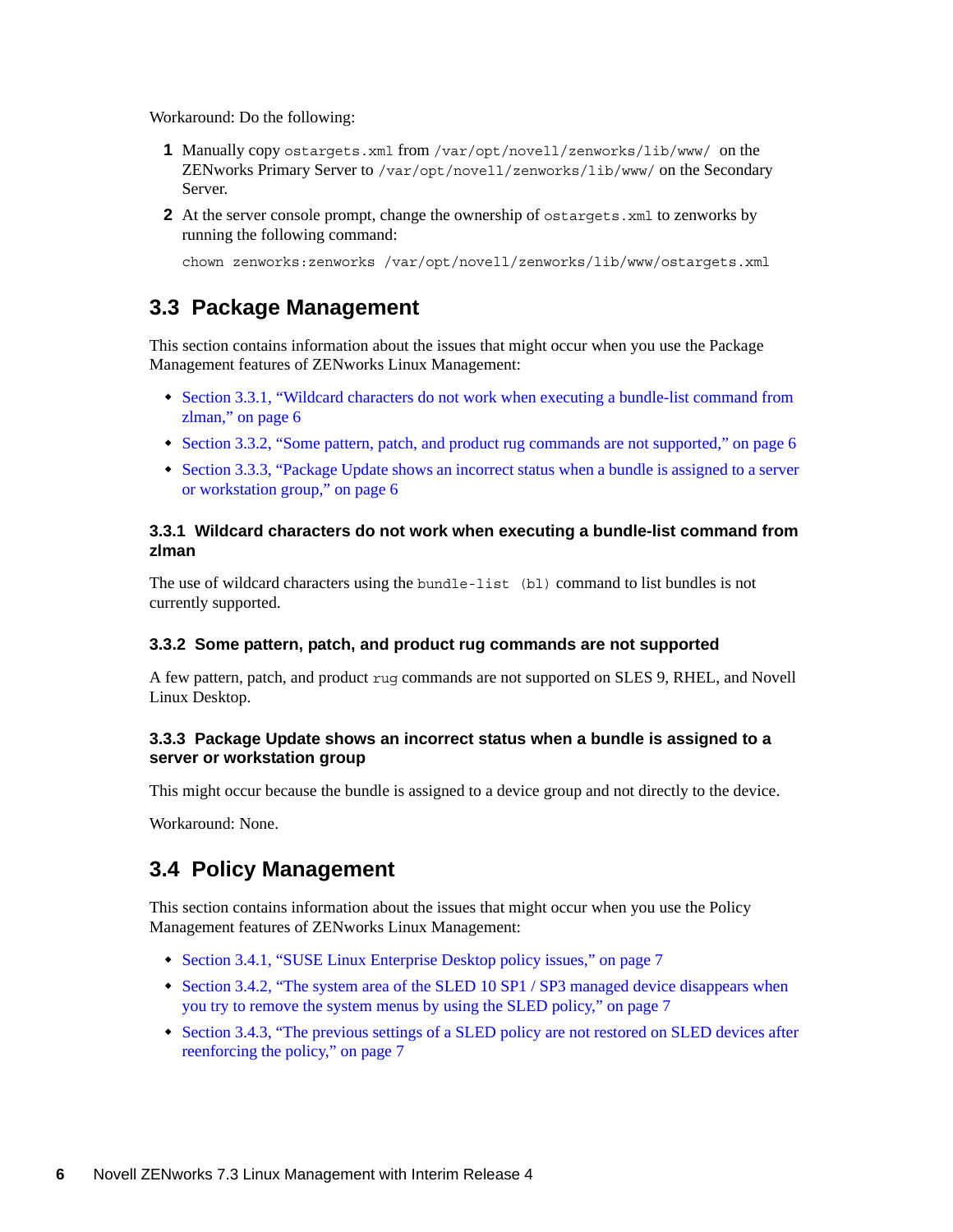Workaround: Do the following:

1. Manually copy `ostargets.xml` from `/var/opt/novell/zenworks/lib/www/` on the ZENworks Primary Server to `/var/opt/novell/zenworks/lib/www/` on the Secondary Server.
2. At the server console prompt, change the ownership of `ostargets.xml` to zenworks by running the following command:

   ```
   chown zenworks:zenworks /var/opt/novell/zenworks/lib/www/ostargets.xml
   ```

## 3.3 Package Management

This section contains information about the issues that might occur when you use the Package Management features of ZENworks Linux Management:

- Section 3.3.1, "Wildcard characters do not work when executing a bundle-list command from zlman," on page 6
- Section 3.3.2, "Some pattern, patch, and product rug commands are not supported," on page 6
- Section 3.3.3, "Package Update shows an incorrect status when a bundle is assigned to a server or workstation group," on page 6

### 3.3.1 Wildcard characters do not work when executing a bundle-list command from zlman

The use of wildcard characters using the `bundle-list (bl)` command to list bundles is not currently supported.

### 3.3.2 Some pattern, patch, and product rug commands are not supported

A few pattern, patch, and product `rug` commands are not supported on SLES 9, RHEL, and Novell Linux Desktop.

### 3.3.3 Package Update shows an incorrect status when a bundle is assigned to a server or workstation group

This might occur because the bundle is assigned to a device group and not directly to the device.

Workaround: None.

## 3.4 Policy Management

This section contains information about the issues that might occur when you use the Policy Management features of ZENworks Linux Management:

- Section 3.4.1, "SUSE Linux Enterprise Desktop policy issues," on page 7
- Section 3.4.2, "The system area of the SLED 10 SP1 / SP3 managed device disappears when you try to remove the system menus by using the SLED policy," on page 7
- Section 3.4.3, "The previous settings of a SLED policy are not restored on SLED devices after reenforcing the policy," on page 7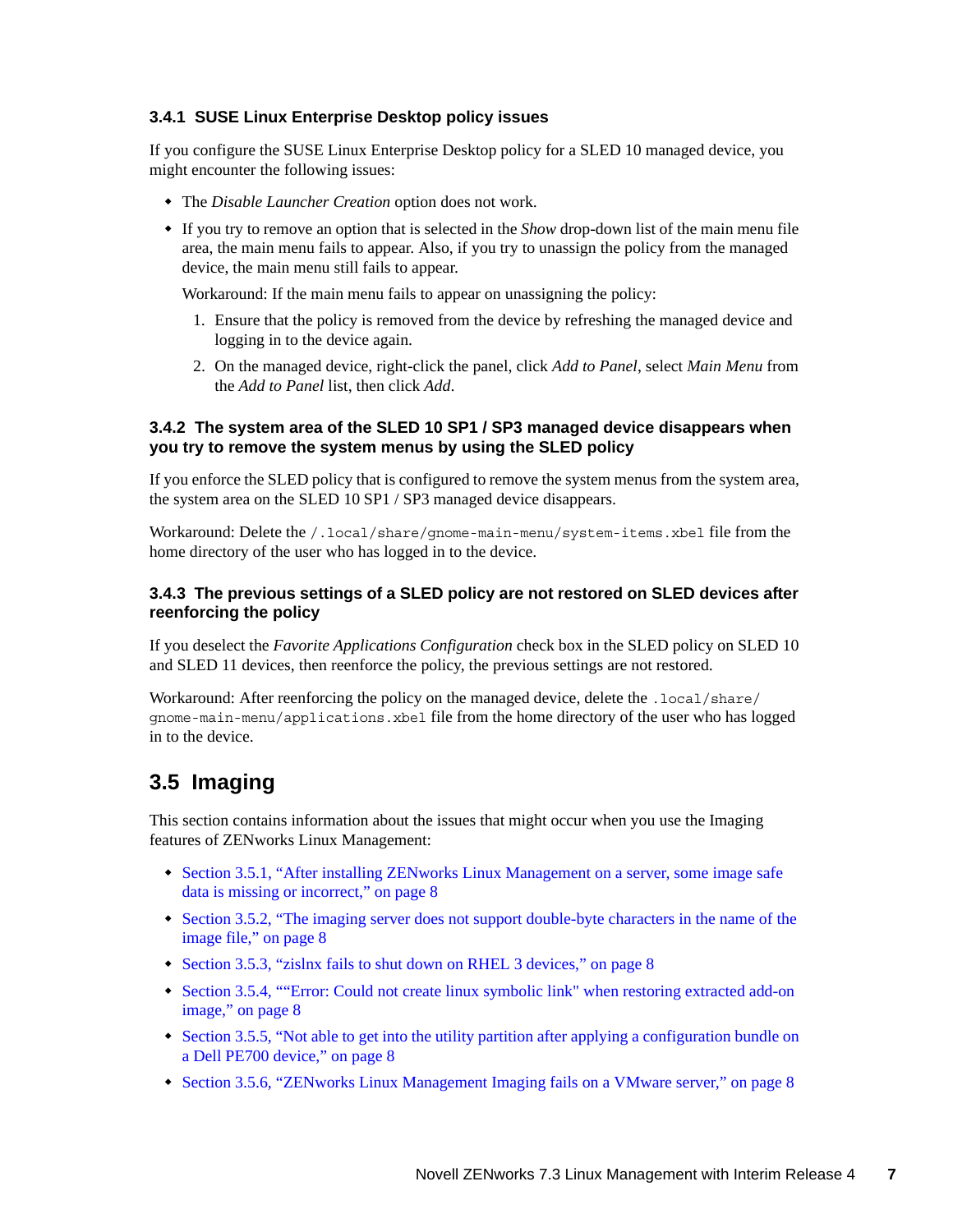### 3.4.1 SUSE Linux Enterprise Desktop policy issues

If you configure the SUSE Linux Enterprise Desktop policy for a SLED 10 managed device, you might encounter the following issues:

- The *Disable Launcher Creation* option does not work.
- If you try to remove an option that is selected in the *Show* drop-down list of the main menu file area, the main menu fails to appear. Also, if you try to unassign the policy from the managed device, the main menu still fails to appear.

  Workaround: If the main menu fails to appear on unassigning the policy:

  1. Ensure that the policy is removed from the device by refreshing the managed device and logging in to the device again.
  2. On the managed device, right-click the panel, click *Add to Panel*, select *Main Menu* from the *Add to Panel* list, then click *Add*.

### 3.4.2 The system area of the SLED 10 SP1 / SP3 managed device disappears when you try to remove the system menus by using the SLED policy

If you enforce the SLED policy that is configured to remove the system menus from the system area, the system area on the SLED 10 SP1 / SP3 managed device disappears.

Workaround: Delete the `/.local/share/gnome-main-menu/system-items.xbel` file from the home directory of the user who has logged in to the device.

### 3.4.3 The previous settings of a SLED policy are not restored on SLED devices after reenforcing the policy

If you deselect the *Favorite Applications Configuration* check box in the SLED policy on SLED 10 and SLED 11 devices, then reenforce the policy, the previous settings are not restored.

Workaround: After reenforcing the policy on the managed device, delete the `.local/share/gnome-main-menu/applications.xbel` file from the home directory of the user who has logged in to the device.

## 3.5 Imaging

This section contains information about the issues that might occur when you use the Imaging features of ZENworks Linux Management:

- Section 3.5.1, "After installing ZENworks Linux Management on a server, some image safe data is missing or incorrect," on page 8
- Section 3.5.2, "The imaging server does not support double-byte characters in the name of the image file," on page 8
- Section 3.5.3, "zislnx fails to shut down on RHEL 3 devices," on page 8
- Section 3.5.4, ""Error: Could not create linux symbolic link" when restoring extracted add-on image," on page 8
- Section 3.5.5, "Not able to get into the utility partition after applying a configuration bundle on a Dell PE700 device," on page 8
- Section 3.5.6, "ZENworks Linux Management Imaging fails on a VMware server," on page 8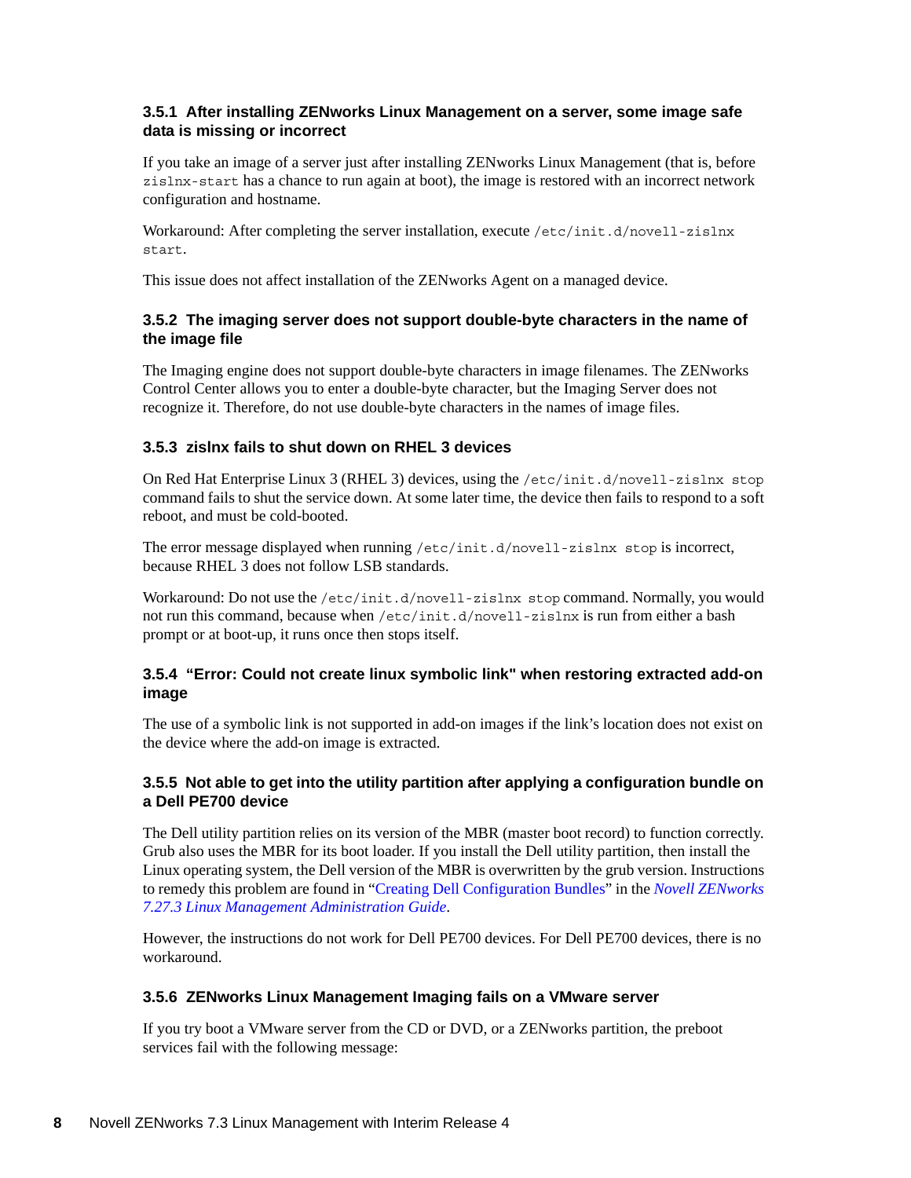### 3.5.1 After installing ZENworks Linux Management on a server, some image safe data is missing or incorrect

If you take an image of a server just after installing ZENworks Linux Management (that is, before `zislnx-start` has a chance to run again at boot), the image is restored with an incorrect network configuration and hostname.

Workaround: After completing the server installation, execute `/etc/init.d/novell-zislnx start`.

This issue does not affect installation of the ZENworks Agent on a managed device.

### 3.5.2 The imaging server does not support double-byte characters in the name of the image file

The Imaging engine does not support double-byte characters in image filenames. The ZENworks Control Center allows you to enter a double-byte character, but the Imaging Server does not recognize it. Therefore, do not use double-byte characters in the names of image files.

### 3.5.3 zislnx fails to shut down on RHEL 3 devices

On Red Hat Enterprise Linux 3 (RHEL 3) devices, using the `/etc/init.d/novell-zislnx stop` command fails to shut the service down. At some later time, the device then fails to respond to a soft reboot, and must be cold-booted.

The error message displayed when running `/etc/init.d/novell-zislnx stop` is incorrect, because RHEL 3 does not follow LSB standards.

Workaround: Do not use the `/etc/init.d/novell-zislnx stop` command. Normally, you would not run this command, because when `/etc/init.d/novell-zislnx` is run from either a bash prompt or at boot-up, it runs once then stops itself.

### 3.5.4 "Error: Could not create linux symbolic link" when restoring extracted add-on image

The use of a symbolic link is not supported in add-on images if the link's location does not exist on the device where the add-on image is extracted.

### 3.5.5 Not able to get into the utility partition after applying a configuration bundle on a Dell PE700 device

The Dell utility partition relies on its version of the MBR (master boot record) to function correctly. Grub also uses the MBR for its boot loader. If you install the Dell utility partition, then install the Linux operating system, the Dell version of the MBR is overwritten by the grub version. Instructions to remedy this problem are found in "Creating Dell Configuration Bundles" in the *Novell ZENworks 7.27.3 Linux Management Administration Guide*.

However, the instructions do not work for Dell PE700 devices. For Dell PE700 devices, there is no workaround.

### 3.5.6 ZENworks Linux Management Imaging fails on a VMware server

If you try boot a VMware server from the CD or DVD, or a ZENworks partition, the preboot services fail with the following message: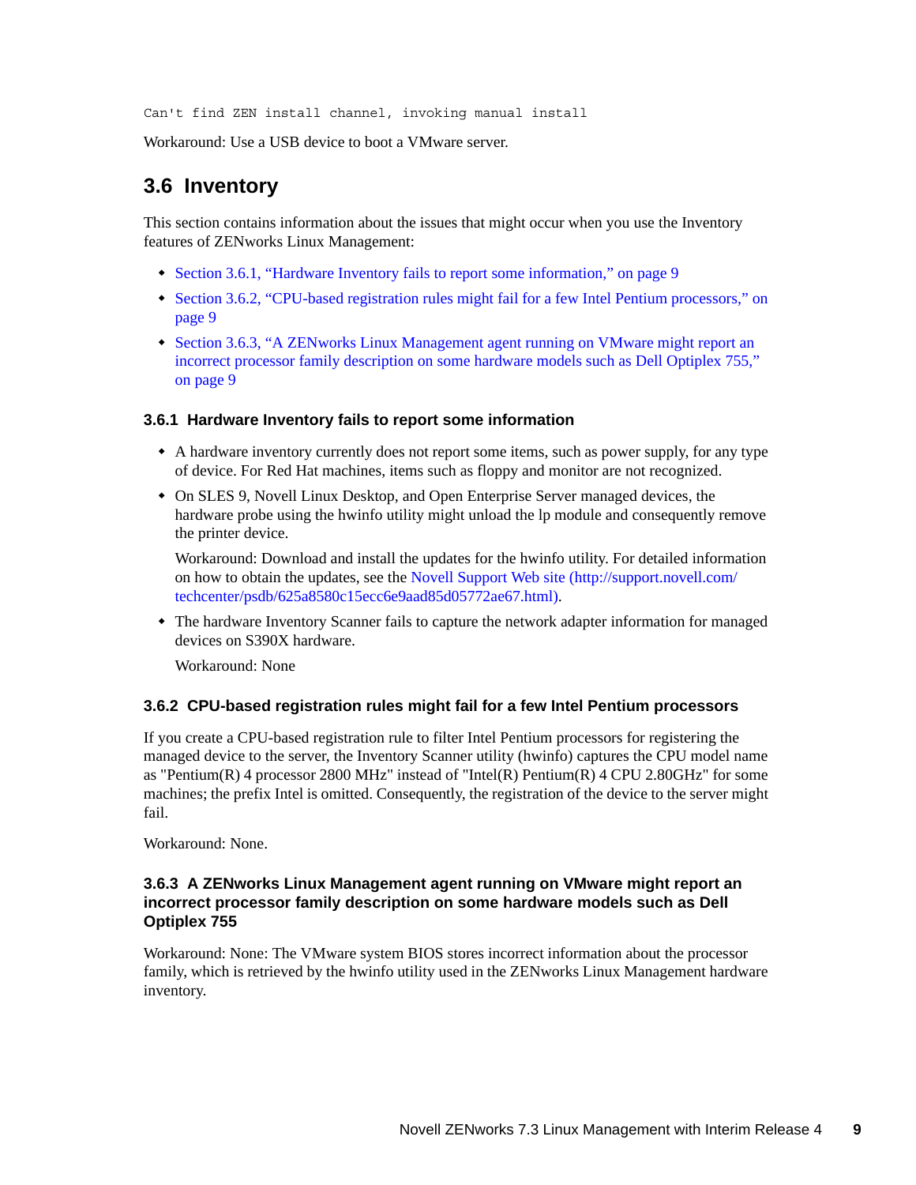```
Can't find ZEN install channel, invoking manual install
```

Workaround: Use a USB device to boot a VMware server.

## 3.6 Inventory

This section contains information about the issues that might occur when you use the Inventory features of ZENworks Linux Management:

- Section 3.6.1, "Hardware Inventory fails to report some information," on page 9
- Section 3.6.2, "CPU-based registration rules might fail for a few Intel Pentium processors," on page 9
- Section 3.6.3, "A ZENworks Linux Management agent running on VMware might report an incorrect processor family description on some hardware models such as Dell Optiplex 755," on page 9

### 3.6.1 Hardware Inventory fails to report some information

- A hardware inventory currently does not report some items, such as power supply, for any type of device. For Red Hat machines, items such as floppy and monitor are not recognized.
- On SLES 9, Novell Linux Desktop, and Open Enterprise Server managed devices, the hardware probe using the hwinfo utility might unload the lp module and consequently remove the printer device.

  Workaround: Download and install the updates for the hwinfo utility. For detailed information on how to obtain the updates, see the Novell Support Web site (http://support.novell.com/techcenter/psdb/625a8580c15ecc6e9aad85d05772ae67.html).
- The hardware Inventory Scanner fails to capture the network adapter information for managed devices on S390X hardware.

  Workaround: None

### 3.6.2 CPU-based registration rules might fail for a few Intel Pentium processors

If you create a CPU-based registration rule to filter Intel Pentium processors for registering the managed device to the server, the Inventory Scanner utility (hwinfo) captures the CPU model name as "Pentium(R) 4 processor 2800 MHz" instead of "Intel(R) Pentium(R) 4 CPU 2.80GHz" for some machines; the prefix Intel is omitted. Consequently, the registration of the device to the server might fail.

Workaround: None.

### 3.6.3 A ZENworks Linux Management agent running on VMware might report an incorrect processor family description on some hardware models such as Dell Optiplex 755

Workaround: None: The VMware system BIOS stores incorrect information about the processor family, which is retrieved by the hwinfo utility used in the ZENworks Linux Management hardware inventory.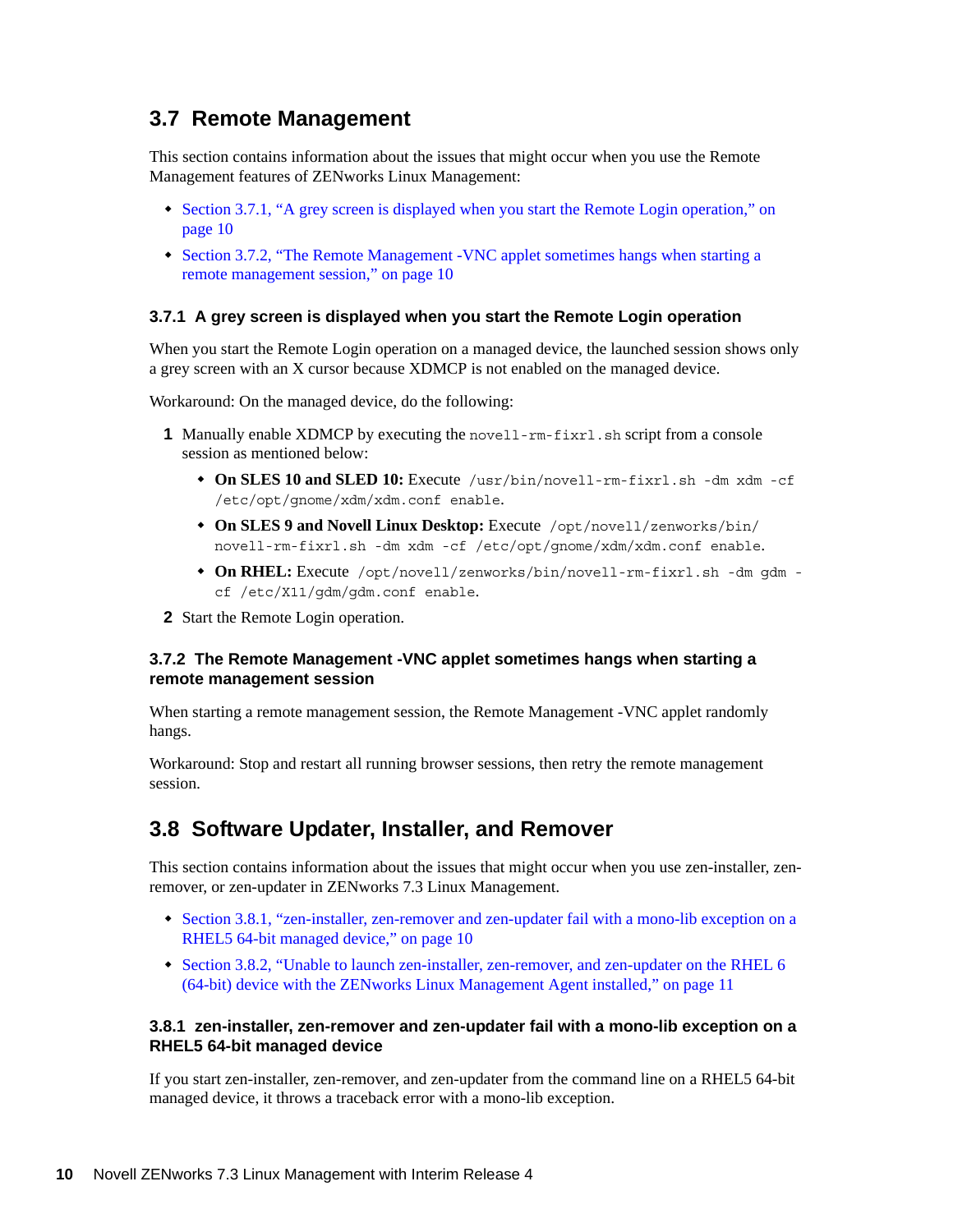## 3.7 Remote Management

This section contains information about the issues that might occur when you use the Remote Management features of ZENworks Linux Management:

- Section 3.7.1, “A grey screen is displayed when you start the Remote Login operation,” on page 10
- Section 3.7.2, “The Remote Management -VNC applet sometimes hangs when starting a remote management session,” on page 10

### 3.7.1 A grey screen is displayed when you start the Remote Login operation

When you start the Remote Login operation on a managed device, the launched session shows only a grey screen with an X cursor because XDMCP is not enabled on the managed device.

Workaround: On the managed device, do the following:

1. Manually enable XDMCP by executing the `novell-rm-fixrl.sh` script from a console session as mentioned below:
   - **On SLES 10 and SLED 10:** Execute `/usr/bin/novell-rm-fixrl.sh -dm xdm -cf /etc/opt/gnome/xdm/xdm.conf enable`.
   - **On SLES 9 and Novell Linux Desktop:** Execute `/opt/novell/zenworks/bin/novell-rm-fixrl.sh -dm xdm -cf /etc/opt/gnome/xdm/xdm.conf enable`.
   - **On RHEL:** Execute `/opt/novell/zenworks/bin/novell-rm-fixrl.sh -dm gdm -cf /etc/X11/gdm/gdm.conf enable`.
2. Start the Remote Login operation.

### 3.7.2 The Remote Management -VNC applet sometimes hangs when starting a remote management session

When starting a remote management session, the Remote Management -VNC applet randomly hangs.

Workaround: Stop and restart all running browser sessions, then retry the remote management session.

## 3.8 Software Updater, Installer, and Remover

This section contains information about the issues that might occur when you use zen-installer, zen-remover, or zen-updater in ZENworks 7.3 Linux Management.

- Section 3.8.1, “zen-installer, zen-remover and zen-updater fail with a mono-lib exception on a RHEL5 64-bit managed device,” on page 10
- Section 3.8.2, “Unable to launch zen-installer, zen-remover, and zen-updater on the RHEL 6 (64-bit) device with the ZENworks Linux Management Agent installed,” on page 11

### 3.8.1 zen-installer, zen-remover and zen-updater fail with a mono-lib exception on a RHEL5 64-bit managed device

If you start zen-installer, zen-remover, and zen-updater from the command line on a RHEL5 64-bit managed device, it throws a traceback error with a mono-lib exception.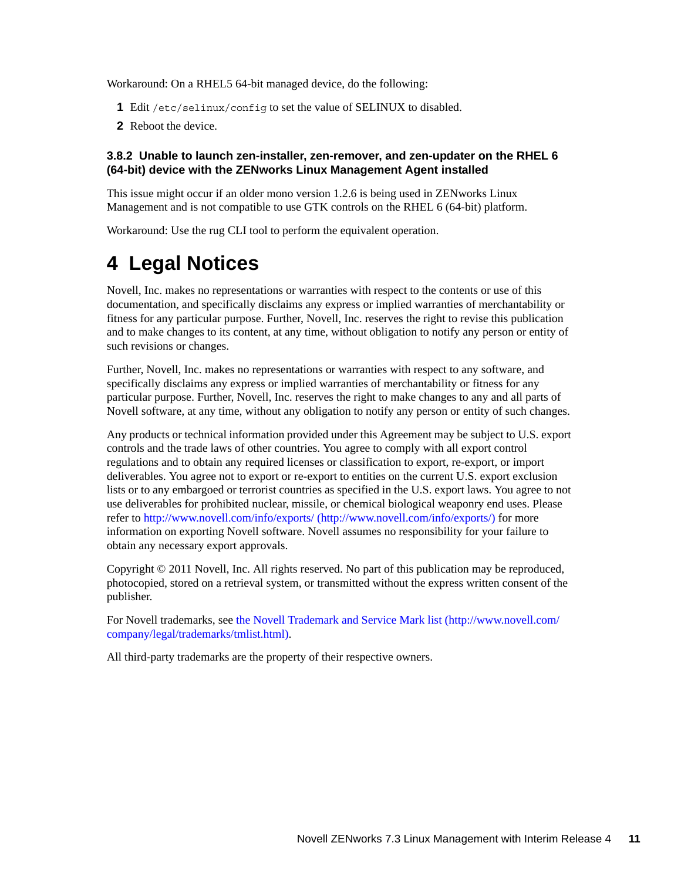Workaround: On a RHEL5 64-bit managed device, do the following:

1. Edit `/etc/selinux/config` to set the value of SELINUX to disabled.
2. Reboot the device.

### 3.8.2 Unable to launch zen-installer, zen-remover, and zen-updater on the RHEL 6 (64-bit) device with the ZENworks Linux Management Agent installed

This issue might occur if an older mono version 1.2.6 is being used in ZENworks Linux Management and is not compatible to use GTK controls on the RHEL 6 (64-bit) platform.

Workaround: Use the rug CLI tool to perform the equivalent operation.

# 4 Legal Notices

Novell, Inc. makes no representations or warranties with respect to the contents or use of this documentation, and specifically disclaims any express or implied warranties of merchantability or fitness for any particular purpose. Further, Novell, Inc. reserves the right to revise this publication and to make changes to its content, at any time, without obligation to notify any person or entity of such revisions or changes.

Further, Novell, Inc. makes no representations or warranties with respect to any software, and specifically disclaims any express or implied warranties of merchantability or fitness for any particular purpose. Further, Novell, Inc. reserves the right to make changes to any and all parts of Novell software, at any time, without any obligation to notify any person or entity of such changes.

Any products or technical information provided under this Agreement may be subject to U.S. export controls and the trade laws of other countries. You agree to comply with all export control regulations and to obtain any required licenses or classification to export, re-export, or import deliverables. You agree not to export or re-export to entities on the current U.S. export exclusion lists or to any embargoed or terrorist countries as specified in the U.S. export laws. You agree to not use deliverables for prohibited nuclear, missile, or chemical biological weaponry end uses. Please refer to http://www.novell.com/info/exports/ (http://www.novell.com/info/exports/) for more information on exporting Novell software. Novell assumes no responsibility for your failure to obtain any necessary export approvals.

Copyright © 2011 Novell, Inc. All rights reserved. No part of this publication may be reproduced, photocopied, stored on a retrieval system, or transmitted without the express written consent of the publisher.

For Novell trademarks, see the Novell Trademark and Service Mark list (http://www.novell.com/company/legal/trademarks/tmlist.html).

All third-party trademarks are the property of their respective owners.